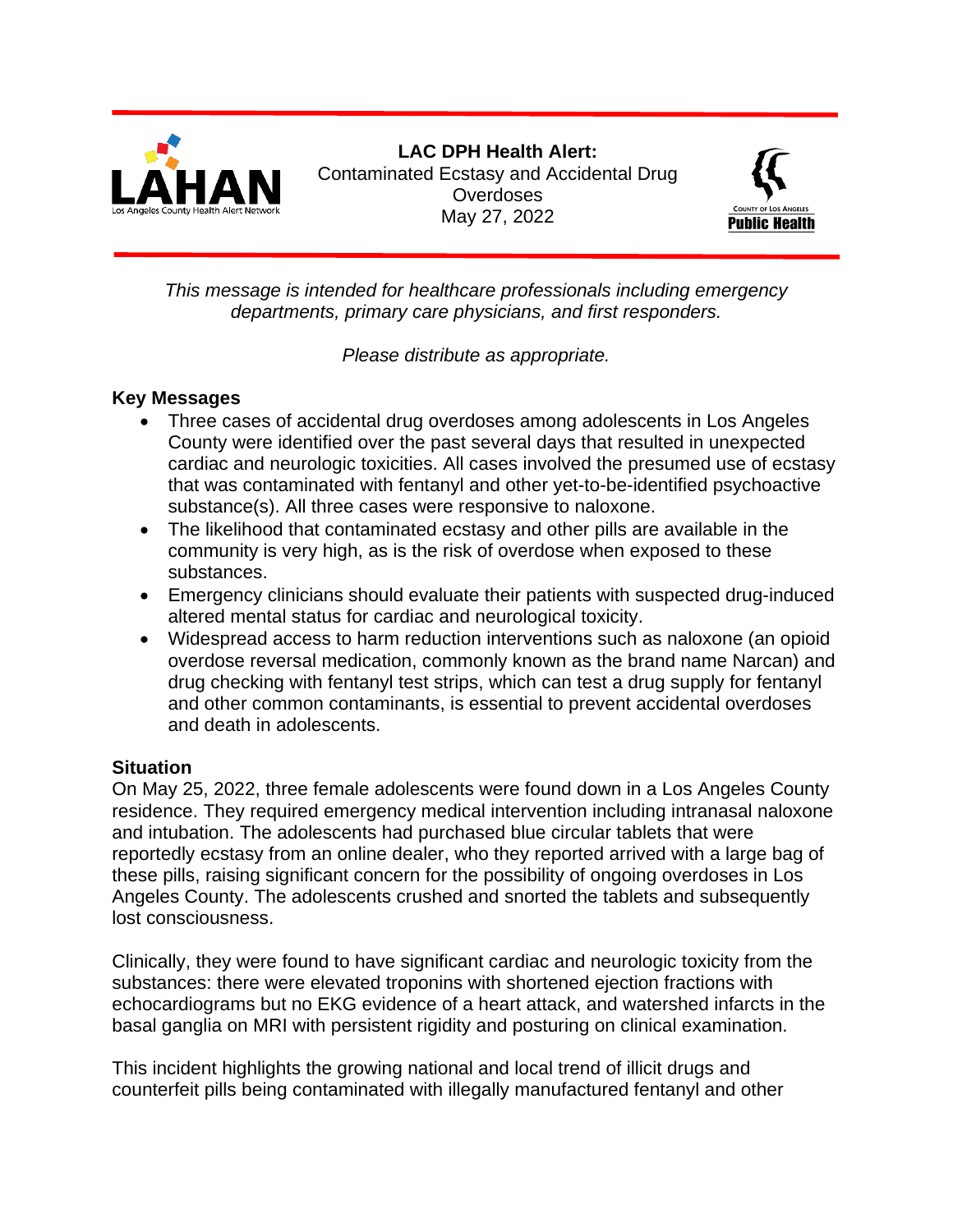**LAC DPH Health Alert:**
Contaminated Ecstasy and Accidental Drug Overdoses
May 27, 2022

*This message is intended for healthcare professionals including emergency departments, primary care physicians, and first responders.*

*Please distribute as appropriate.*

## Key Messages

- Three cases of accidental drug overdoses among adolescents in Los Angeles County were identified over the past several days that resulted in unexpected cardiac and neurologic toxicities. All cases involved the presumed use of ecstasy that was contaminated with fentanyl and other yet-to-be-identified psychoactive substance(s). All three cases were responsive to naloxone.
- The likelihood that contaminated ecstasy and other pills are available in the community is very high, as is the risk of overdose when exposed to these substances.
- Emergency clinicians should evaluate their patients with suspected drug-induced altered mental status for cardiac and neurological toxicity.
- Widespread access to harm reduction interventions such as naloxone (an opioid overdose reversal medication, commonly known as the brand name Narcan) and drug checking with fentanyl test strips, which can test a drug supply for fentanyl and other common contaminants, is essential to prevent accidental overdoses and death in adolescents.

## Situation

On May 25, 2022, three female adolescents were found down in a Los Angeles County residence. They required emergency medical intervention including intranasal naloxone and intubation. The adolescents had purchased blue circular tablets that were reportedly ecstasy from an online dealer, who they reported arrived with a large bag of these pills, raising significant concern for the possibility of ongoing overdoses in Los Angeles County. The adolescents crushed and snorted the tablets and subsequently lost consciousness.

Clinically, they were found to have significant cardiac and neurologic toxicity from the substances: there were elevated troponins with shortened ejection fractions with echocardiograms but no EKG evidence of a heart attack, and watershed infarcts in the basal ganglia on MRI with persistent rigidity and posturing on clinical examination.

This incident highlights the growing national and local trend of illicit drugs and counterfeit pills being contaminated with illegally manufactured fentanyl and other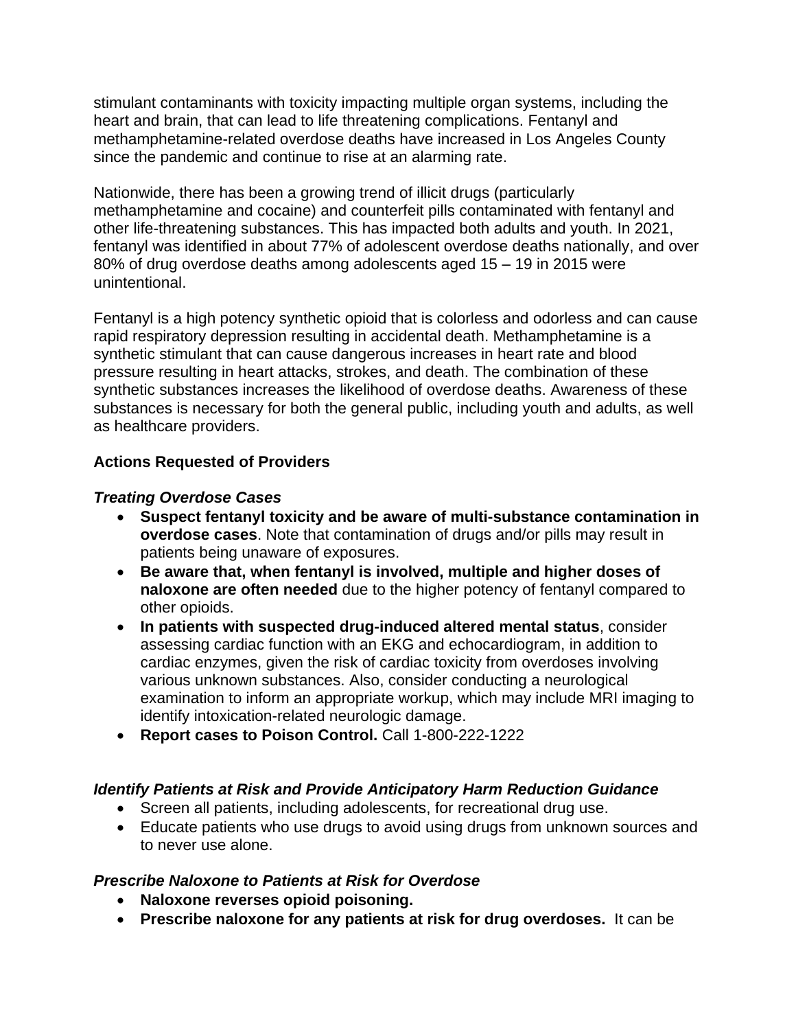stimulant contaminants with toxicity impacting multiple organ systems, including the heart and brain, that can lead to life threatening complications. Fentanyl and methamphetamine-related overdose deaths have increased in Los Angeles County since the pandemic and continue to rise at an alarming rate.

Nationwide, there has been a growing trend of illicit drugs (particularly methamphetamine and cocaine) and counterfeit pills contaminated with fentanyl and other life-threatening substances. This has impacted both adults and youth. In 2021, fentanyl was identified in about 77% of adolescent overdose deaths nationally, and over 80% of drug overdose deaths among adolescents aged 15 – 19 in 2015 were unintentional.

Fentanyl is a high potency synthetic opioid that is colorless and odorless and can cause rapid respiratory depression resulting in accidental death. Methamphetamine is a synthetic stimulant that can cause dangerous increases in heart rate and blood pressure resulting in heart attacks, strokes, and death. The combination of these synthetic substances increases the likelihood of overdose deaths. Awareness of these substances is necessary for both the general public, including youth and adults, as well as healthcare providers.

**Actions Requested of Providers**

***Treating Overdose Cases***

- **Suspect fentanyl toxicity and be aware of multi-substance contamination in overdose cases**. Note that contamination of drugs and/or pills may result in patients being unaware of exposures.
- **Be aware that, when fentanyl is involved, multiple and higher doses of naloxone are often needed** due to the higher potency of fentanyl compared to other opioids.
- **In patients with suspected drug-induced altered mental status**, consider assessing cardiac function with an EKG and echocardiogram, in addition to cardiac enzymes, given the risk of cardiac toxicity from overdoses involving various unknown substances. Also, consider conducting a neurological examination to inform an appropriate workup, which may include MRI imaging to identify intoxication-related neurologic damage.
- **Report cases to Poison Control.** Call 1-800-222-1222

***Identify Patients at Risk and Provide Anticipatory Harm Reduction Guidance***

- Screen all patients, including adolescents, for recreational drug use.
- Educate patients who use drugs to avoid using drugs from unknown sources and to never use alone.

***Prescribe Naloxone to Patients at Risk for Overdose***

- **Naloxone reverses opioid poisoning.**
- **Prescribe naloxone for any patients at risk for drug overdoses.** It can be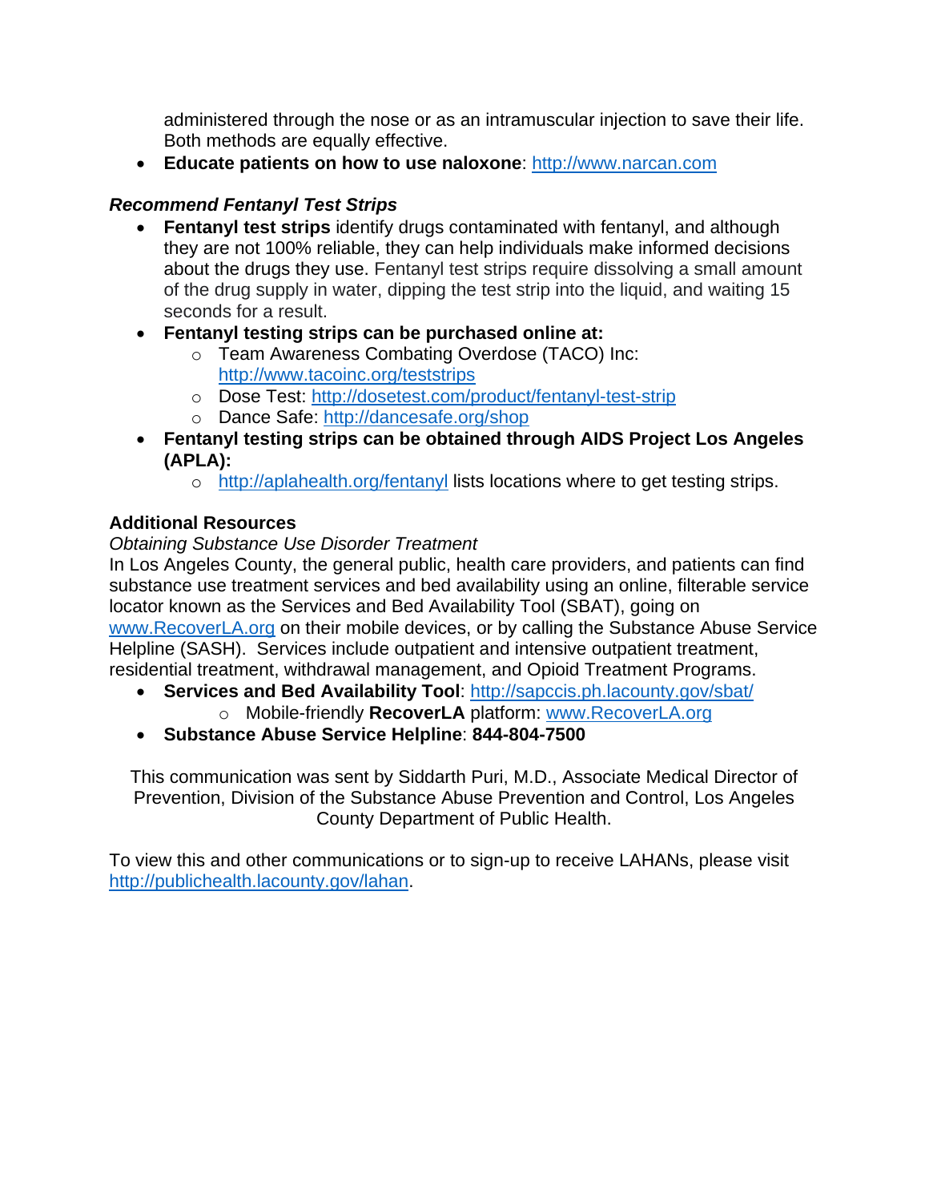administered through the nose or as an intramuscular injection to save their life. Both methods are equally effective.

- **Educate patients on how to use naloxone**: http://www.narcan.com

### *Recommend Fentanyl Test Strips*

- **Fentanyl test strips** identify drugs contaminated with fentanyl, and although they are not 100% reliable, they can help individuals make informed decisions about the drugs they use. Fentanyl test strips require dissolving a small amount of the drug supply in water, dipping the test strip into the liquid, and waiting 15 seconds for a result.
- **Fentanyl testing strips can be purchased online at:**
  - Team Awareness Combating Overdose (TACO) Inc: http://www.tacoinc.org/teststrips
  - Dose Test: http://dosetest.com/product/fentanyl-test-strip
  - Dance Safe: http://dancesafe.org/shop
- **Fentanyl testing strips can be obtained through AIDS Project Los Angeles (APLA):**
  - http://aplahealth.org/fentanyl lists locations where to get testing strips.

## Additional Resources

*Obtaining Substance Use Disorder Treatment*

In Los Angeles County, the general public, health care providers, and patients can find substance use treatment services and bed availability using an online, filterable service locator known as the Services and Bed Availability Tool (SBAT), going on www.RecoverLA.org on their mobile devices, or by calling the Substance Abuse Service Helpline (SASH). Services include outpatient and intensive outpatient treatment, residential treatment, withdrawal management, and Opioid Treatment Programs.

- **Services and Bed Availability Tool**: http://sapccis.ph.lacounty.gov/sbat/
  - Mobile-friendly **RecoverLA** platform: www.RecoverLA.org
- **Substance Abuse Service Helpline**: **844-804-7500**

This communication was sent by Siddarth Puri, M.D., Associate Medical Director of Prevention, Division of the Substance Abuse Prevention and Control, Los Angeles County Department of Public Health.

To view this and other communications or to sign-up to receive LAHANs, please visit http://publichealth.lacounty.gov/lahan.